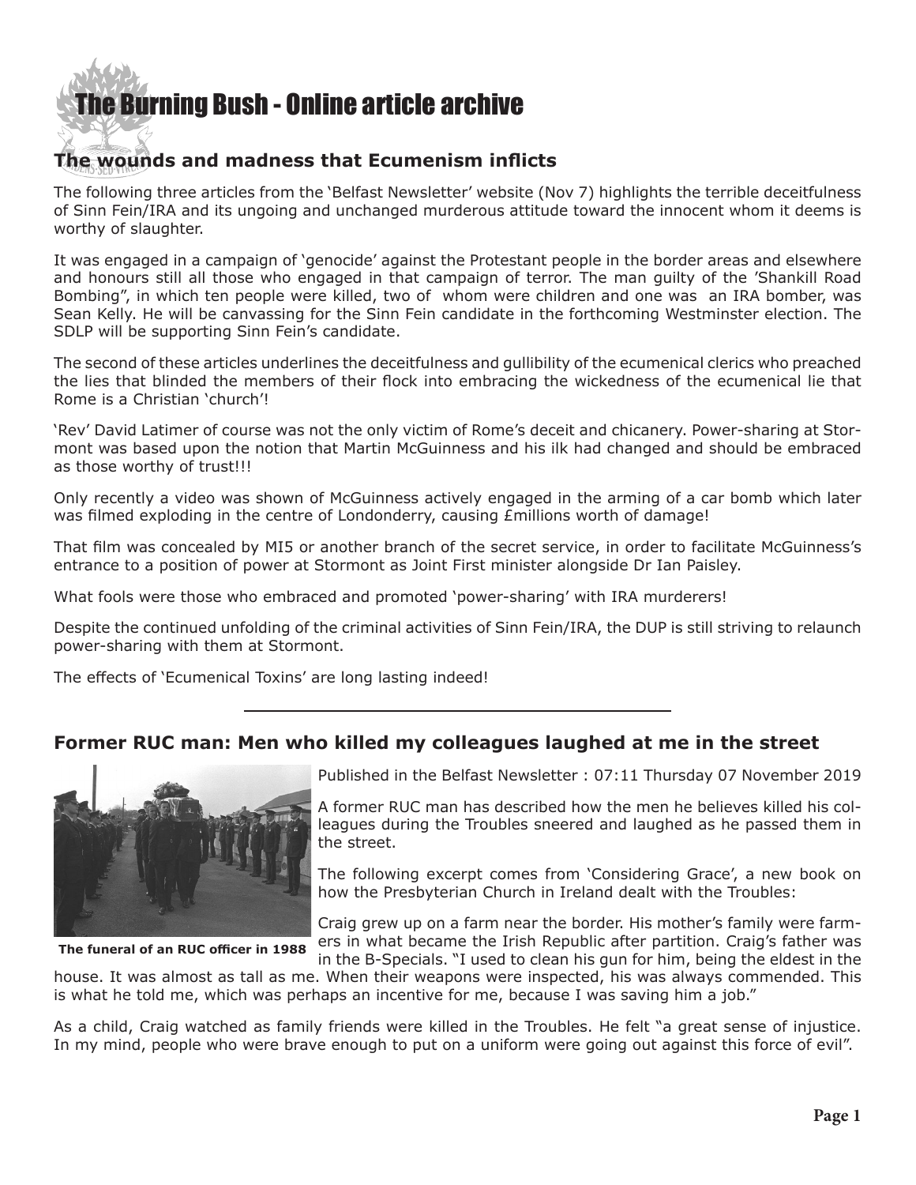# The Burning Bush - Online article archive

## The wounds and madness that Ecumenism inflicts

The following three articles from the 'Belfast Newsletter' website (Nov 7) highlights the terrible deceitfulness of Sinn Fein/IRA and its ungoing and unchanged murderous attitude toward the innocent whom it deems is worthy of slaughter.

It was engaged in a campaign of 'genocide' against the Protestant people in the border areas and elsewhere and honours still all those who engaged in that campaign of terror. The man guilty of the 'Shankill Road Bombing", in which ten people were killed, two of whom were children and one was an IRA bomber, was Sean Kelly. He will be canvassing for the Sinn Fein candidate in the forthcoming Westminster election. The SDLP will be supporting Sinn Fein's candidate.

The second of these articles underlines the deceitfulness and gullibility of the ecumenical clerics who preached the lies that blinded the members of their flock into embracing the wickedness of the ecumenical lie that Rome is a Christian 'church'!

'Rev' David Latimer of course was not the only victim of Rome's deceit and chicanery. Power-sharing at Stormont was based upon the notion that Martin McGuinness and his ilk had changed and should be embraced as those worthy of trust!!!

Only recently a video was shown of McGuinness actively engaged in the arming of a car bomb which later was filmed exploding in the centre of Londonderry, causing £millions worth of damage!

That film was concealed by MI5 or another branch of the secret service, in order to facilitate McGuinness's entrance to a position of power at Stormont as Joint First minister alongside Dr Ian Paisley.

What fools were those who embraced and promoted 'power-sharing' with IRA murderers!

Despite the continued unfolding of the criminal activities of Sinn Fein/IRA, the DUP is still striving to relaunch power-sharing with them at Stormont.

The effects of 'Ecumenical Toxins' are long lasting indeed!

---

## Former RUC man: Men who killed my colleagues laughed at me in the street

**The funeral of an RUC officer in 1988**

Published in the Belfast Newsletter : 07:11 Thursday 07 November 2019

A former RUC man has described how the men he believes killed his colleagues during the Troubles sneered and laughed as he passed them in the street.

The following excerpt comes from 'Considering Grace', a new book on how the Presbyterian Church in Ireland dealt with the Troubles:

Craig grew up on a farm near the border. His mother's family were farmers in what became the Irish Republic after partition. Craig's father was in the B-Specials. "I used to clean his gun for him, being the eldest in the house. It was almost as tall as me. When their weapons were inspected, his was always commended. This is what he told me, which was perhaps an incentive for me, because I was saving him a job."

As a child, Craig watched as family friends were killed in the Troubles. He felt "a great sense of injustice. In my mind, people who were brave enough to put on a uniform were going out against this force of evil".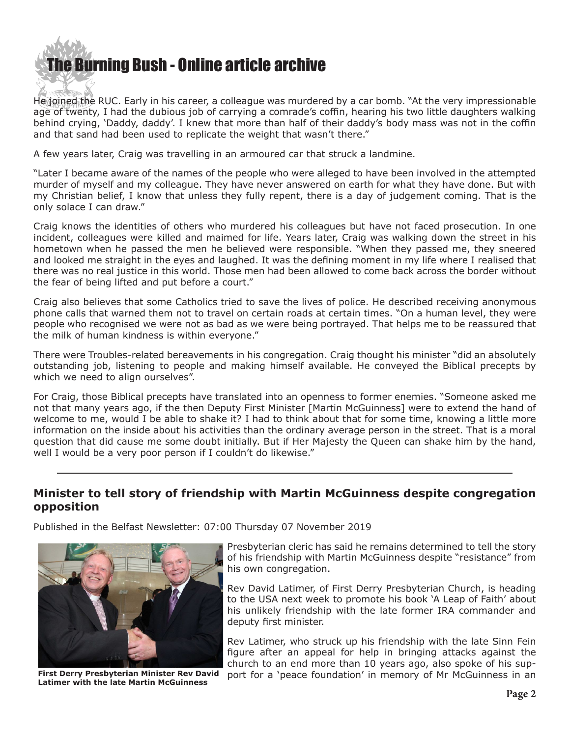He joined the RUC. Early in his career, a colleague was murdered by a car bomb. "At the very impressionable age of twenty, I had the dubious job of carrying a comrade's coffin, hearing his two little daughters walking behind crying, 'Daddy, daddy'. I knew that more than half of their daddy's body mass was not in the coffin and that sand had been used to replicate the weight that wasn't there."

A few years later, Craig was travelling in an armoured car that struck a landmine.

"Later I became aware of the names of the people who were alleged to have been involved in the attempted murder of myself and my colleague. They have never answered on earth for what they have done. But with my Christian belief, I know that unless they fully repent, there is a day of judgement coming. That is the only solace I can draw."

Craig knows the identities of others who murdered his colleagues but have not faced prosecution. In one incident, colleagues were killed and maimed for life. Years later, Craig was walking down the street in his hometown when he passed the men he believed were responsible. "When they passed me, they sneered and looked me straight in the eyes and laughed. It was the defining moment in my life where I realised that there was no real justice in this world. Those men had been allowed to come back across the border without the fear of being lifted and put before a court."

Craig also believes that some Catholics tried to save the lives of police. He described receiving anonymous phone calls that warned them not to travel on certain roads at certain times. "On a human level, they were people who recognised we were not as bad as we were being portrayed. That helps me to be reassured that the milk of human kindness is within everyone."

There were Troubles-related bereavements in his congregation. Craig thought his minister "did an absolutely outstanding job, listening to people and making himself available. He conveyed the Biblical precepts by which we need to align ourselves".

For Craig, those Biblical precepts have translated into an openness to former enemies. "Someone asked me not that many years ago, if the then Deputy First Minister [Martin McGuinness] were to extend the hand of welcome to me, would I be able to shake it? I had to think about that for some time, knowing a little more information on the inside about his activities than the ordinary average person in the street. That is a moral question that did cause me some doubt initially. But if Her Majesty the Queen can shake him by the hand, well I would be a very poor person if I couldn't do likewise."

---

## Minister to tell story of friendship with Martin McGuinness despite congregation opposition

Published in the Belfast Newsletter: 07:00 Thursday 07 November 2019

**First Derry Presbyterian Minister Rev David Latimer with the late Martin McGuinness**

Presbyterian cleric has said he remains determined to tell the story of his friendship with Martin McGuinness despite "resistance" from his own congregation.

Rev David Latimer, of First Derry Presbyterian Church, is heading to the USA next week to promote his book 'A Leap of Faith' about his unlikely friendship with the late former IRA commander and deputy first minister.

Rev Latimer, who struck up his friendship with the late Sinn Fein figure after an appeal for help in bringing attacks against the church to an end more than 10 years ago, also spoke of his support for a 'peace foundation' in memory of Mr McGuinness in an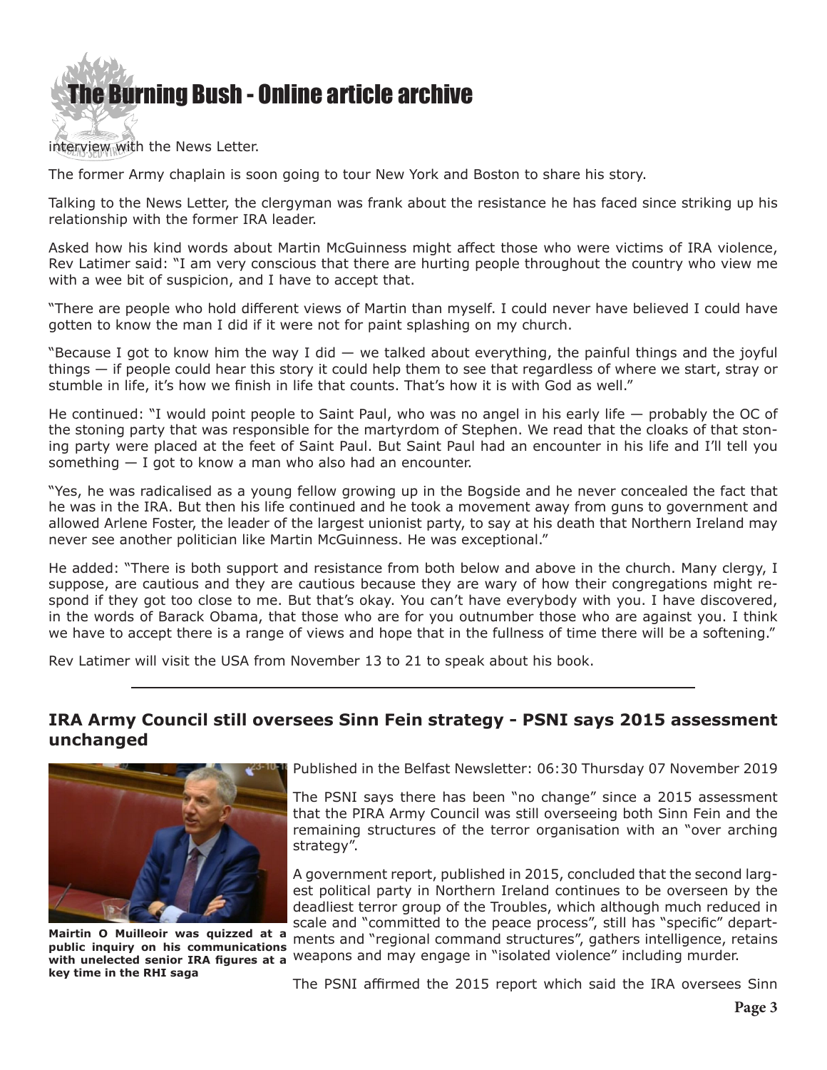interview with the News Letter.

The former Army chaplain is soon going to tour New York and Boston to share his story.

Talking to the News Letter, the clergyman was frank about the resistance he has faced since striking up his relationship with the former IRA leader.

Asked how his kind words about Martin McGuinness might affect those who were victims of IRA violence, Rev Latimer said: "I am very conscious that there are hurting people throughout the country who view me with a wee bit of suspicion, and I have to accept that.

"There are people who hold different views of Martin than myself. I could never have believed I could have gotten to know the man I did if it were not for paint splashing on my church.

"Because I got to know him the way I did — we talked about everything, the painful things and the joyful things — if people could hear this story it could help them to see that regardless of where we start, stray or stumble in life, it's how we finish in life that counts. That's how it is with God as well."

He continued: "I would point people to Saint Paul, who was no angel in his early life — probably the OC of the stoning party that was responsible for the martyrdom of Stephen. We read that the cloaks of that stoning party were placed at the feet of Saint Paul. But Saint Paul had an encounter in his life and I'll tell you something — I got to know a man who also had an encounter.

"Yes, he was radicalised as a young fellow growing up in the Bogside and he never concealed the fact that he was in the IRA. But then his life continued and he took a movement away from guns to government and allowed Arlene Foster, the leader of the largest unionist party, to say at his death that Northern Ireland may never see another politician like Martin McGuinness. He was exceptional."

He added: "There is both support and resistance from both below and above in the church. Many clergy, I suppose, are cautious and they are cautious because they are wary of how their congregations might respond if they got too close to me. But that's okay. You can't have everybody with you. I have discovered, in the words of Barack Obama, that those who are for you outnumber those who are against you. I think we have to accept there is a range of views and hope that in the fullness of time there will be a softening."

Rev Latimer will visit the USA from November 13 to 21 to speak about his book.

---

## IRA Army Council still oversees Sinn Fein strategy - PSNI says 2015 assessment unchanged

**Mairtin O Muilleoir was quizzed at a public inquiry on his communications with unelected senior IRA figures at a key time in the RHI saga**

Published in the Belfast Newsletter: 06:30 Thursday 07 November 2019

The PSNI says there has been "no change" since a 2015 assessment that the PIRA Army Council was still overseeing both Sinn Fein and the remaining structures of the terror organisation with an "over arching strategy".

A government report, published in 2015, concluded that the second largest political party in Northern Ireland continues to be overseen by the deadliest terror group of the Troubles, which although much reduced in scale and "committed to the peace process", still has "specific" departments and "regional command structures", gathers intelligence, retains weapons and may engage in "isolated violence" including murder.

The PSNI affirmed the 2015 report which said the IRA oversees Sinn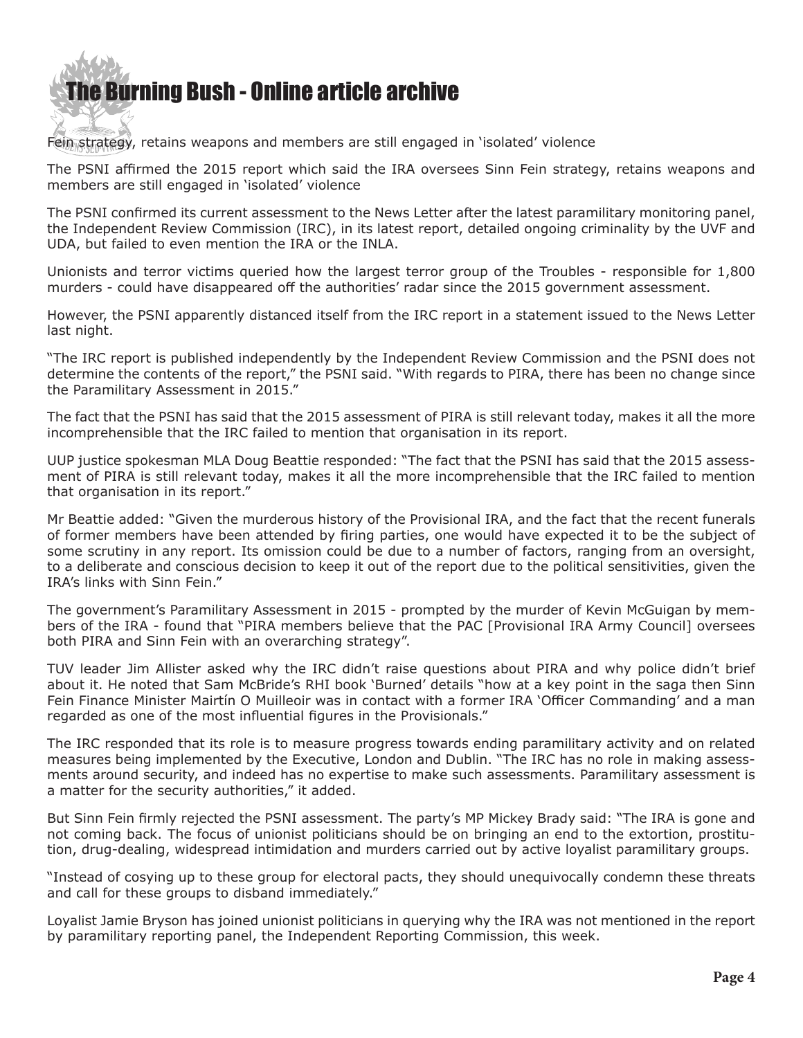Fein strategy, retains weapons and members are still engaged in 'isolated' violence

The PSNI affirmed the 2015 report which said the IRA oversees Sinn Fein strategy, retains weapons and members are still engaged in 'isolated' violence

The PSNI confirmed its current assessment to the News Letter after the latest paramilitary monitoring panel, the Independent Review Commission (IRC), in its latest report, detailed ongoing criminality by the UVF and UDA, but failed to even mention the IRA or the INLA.

Unionists and terror victims queried how the largest terror group of the Troubles - responsible for 1,800 murders - could have disappeared off the authorities' radar since the 2015 government assessment.

However, the PSNI apparently distanced itself from the IRC report in a statement issued to the News Letter last night.

"The IRC report is published independently by the Independent Review Commission and the PSNI does not determine the contents of the report," the PSNI said. "With regards to PIRA, there has been no change since the Paramilitary Assessment in 2015."

The fact that the PSNI has said that the 2015 assessment of PIRA is still relevant today, makes it all the more incomprehensible that the IRC failed to mention that organisation in its report.

UUP justice spokesman MLA Doug Beattie responded: "The fact that the PSNI has said that the 2015 assessment of PIRA is still relevant today, makes it all the more incomprehensible that the IRC failed to mention that organisation in its report."

Mr Beattie added: "Given the murderous history of the Provisional IRA, and the fact that the recent funerals of former members have been attended by firing parties, one would have expected it to be the subject of some scrutiny in any report. Its omission could be due to a number of factors, ranging from an oversight, to a deliberate and conscious decision to keep it out of the report due to the political sensitivities, given the IRA's links with Sinn Fein."

The government's Paramilitary Assessment in 2015 - prompted by the murder of Kevin McGuigan by members of the IRA - found that "PIRA members believe that the PAC [Provisional IRA Army Council] oversees both PIRA and Sinn Fein with an overarching strategy".

TUV leader Jim Allister asked why the IRC didn't raise questions about PIRA and why police didn't brief about it. He noted that Sam McBride's RHI book 'Burned' details "how at a key point in the saga then Sinn Fein Finance Minister Mairtín O Muilleoir was in contact with a former IRA 'Officer Commanding' and a man regarded as one of the most influential figures in the Provisionals."

The IRC responded that its role is to measure progress towards ending paramilitary activity and on related measures being implemented by the Executive, London and Dublin. "The IRC has no role in making assessments around security, and indeed has no expertise to make such assessments. Paramilitary assessment is a matter for the security authorities," it added.

But Sinn Fein firmly rejected the PSNI assessment. The party's MP Mickey Brady said: "The IRA is gone and not coming back. The focus of unionist politicians should be on bringing an end to the extortion, prostitution, drug-dealing, widespread intimidation and murders carried out by active loyalist paramilitary groups.

"Instead of cosying up to these group for electoral pacts, they should unequivocally condemn these threats and call for these groups to disband immediately."

Loyalist Jamie Bryson has joined unionist politicians in querying why the IRA was not mentioned in the report by paramilitary reporting panel, the Independent Reporting Commission, this week.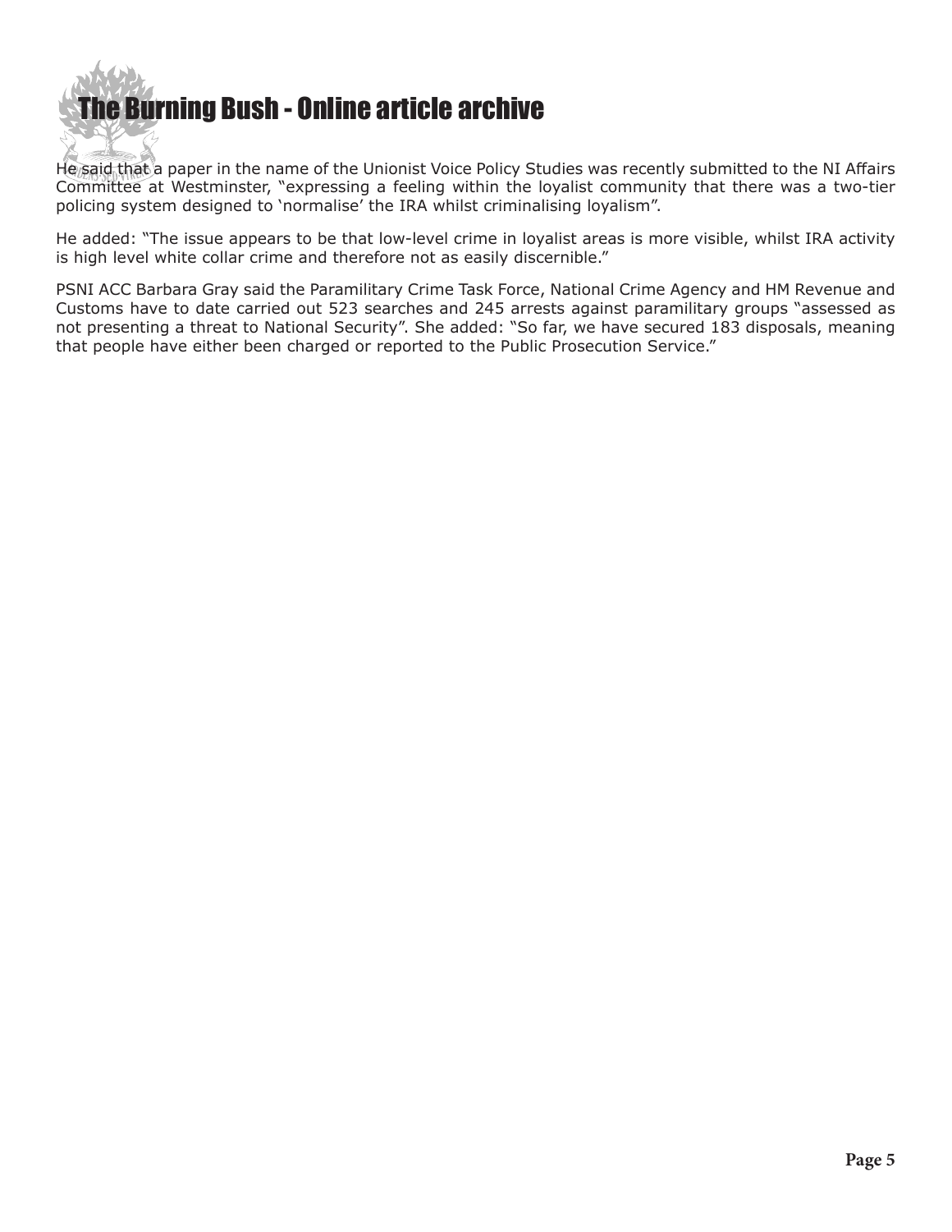He said that a paper in the name of the Unionist Voice Policy Studies was recently submitted to the NI Affairs Committee at Westminster, "expressing a feeling within the loyalist community that there was a two-tier policing system designed to 'normalise' the IRA whilst criminalising loyalism".

He added: "The issue appears to be that low-level crime in loyalist areas is more visible, whilst IRA activity is high level white collar crime and therefore not as easily discernible."

PSNI ACC Barbara Gray said the Paramilitary Crime Task Force, National Crime Agency and HM Revenue and Customs have to date carried out 523 searches and 245 arrests against paramilitary groups "assessed as not presenting a threat to National Security". She added: "So far, we have secured 183 disposals, meaning that people have either been charged or reported to the Public Prosecution Service."